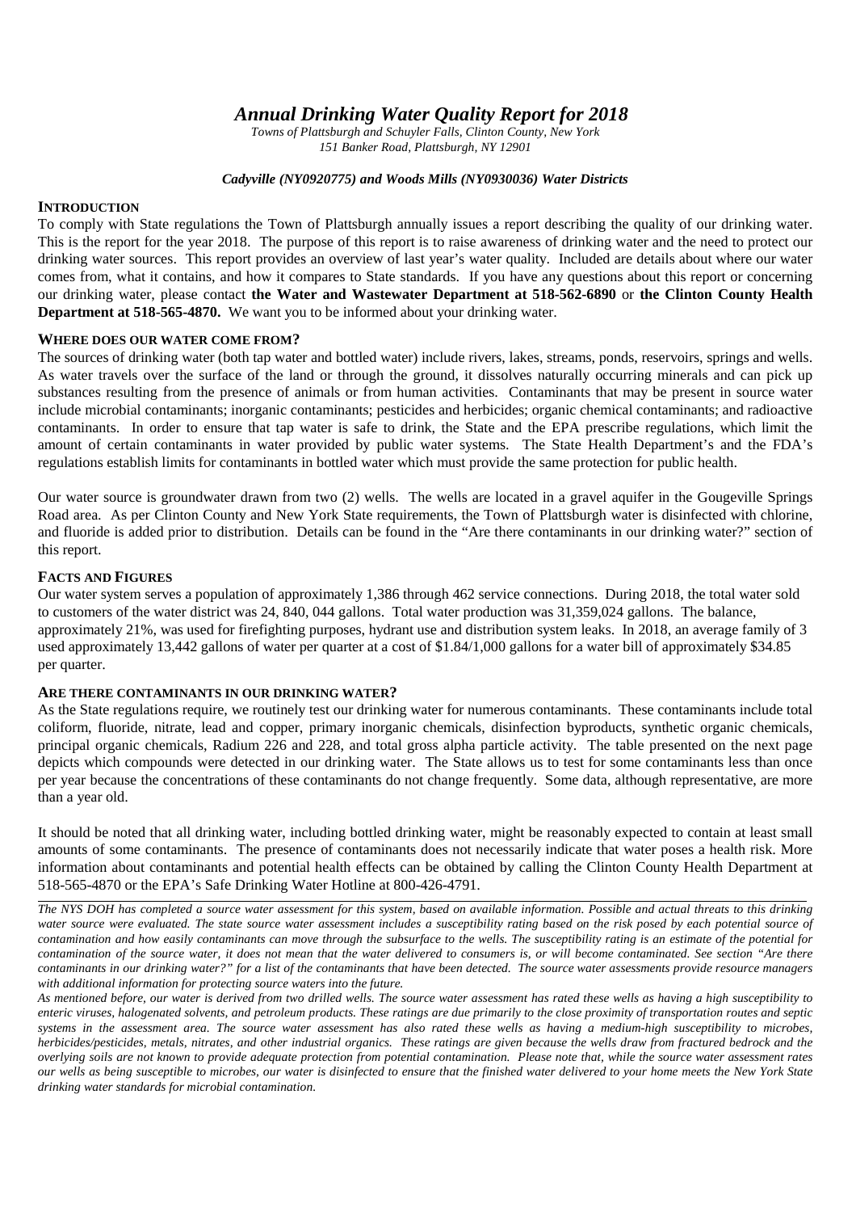# *Annual Drinking Water Quality Report for 2018*

*Towns of Plattsburgh and Schuyler Falls, Clinton County, New York*
*151 Banker Road, Plattsburgh, NY 12901*

***Cadyville (NY0920775) and Woods Mills (NY0930036) Water Districts***

## INTRODUCTION

To comply with State regulations the Town of Plattsburgh annually issues a report describing the quality of our drinking water. This is the report for the year 2018. The purpose of this report is to raise awareness of drinking water and the need to protect our drinking water sources. This report provides an overview of last year's water quality. Included are details about where our water comes from, what it contains, and how it compares to State standards. If you have any questions about this report or concerning our drinking water, please contact **the Water and Wastewater Department at 518-562-6890** or **the Clinton County Health Department at 518-565-4870.** We want you to be informed about your drinking water.

## WHERE DOES OUR WATER COME FROM?

The sources of drinking water (both tap water and bottled water) include rivers, lakes, streams, ponds, reservoirs, springs and wells. As water travels over the surface of the land or through the ground, it dissolves naturally occurring minerals and can pick up substances resulting from the presence of animals or from human activities. Contaminants that may be present in source water include microbial contaminants; inorganic contaminants; pesticides and herbicides; organic chemical contaminants; and radioactive contaminants. In order to ensure that tap water is safe to drink, the State and the EPA prescribe regulations, which limit the amount of certain contaminants in water provided by public water systems. The State Health Department's and the FDA's regulations establish limits for contaminants in bottled water which must provide the same protection for public health.

Our water source is groundwater drawn from two (2) wells. The wells are located in a gravel aquifer in the Gougeville Springs Road area. As per Clinton County and New York State requirements, the Town of Plattsburgh water is disinfected with chlorine, and fluoride is added prior to distribution. Details can be found in the "Are there contaminants in our drinking water?" section of this report.

## FACTS AND FIGURES

Our water system serves a population of approximately 1,386 through 462 service connections. During 2018, the total water sold to customers of the water district was 24, 840, 044 gallons. Total water production was 31,359,024 gallons. The balance, approximately 21%, was used for firefighting purposes, hydrant use and distribution system leaks. In 2018, an average family of 3 used approximately 13,442 gallons of water per quarter at a cost of $1.84/1,000 gallons for a water bill of approximately $34.85 per quarter.

## ARE THERE CONTAMINANTS IN OUR DRINKING WATER?

As the State regulations require, we routinely test our drinking water for numerous contaminants. These contaminants include total coliform, fluoride, nitrate, lead and copper, primary inorganic chemicals, disinfection byproducts, synthetic organic chemicals, principal organic chemicals, Radium 226 and 228, and total gross alpha particle activity. The table presented on the next page depicts which compounds were detected in our drinking water. The State allows us to test for some contaminants less than once per year because the concentrations of these contaminants do not change frequently. Some data, although representative, are more than a year old.

It should be noted that all drinking water, including bottled drinking water, might be reasonably expected to contain at least small amounts of some contaminants. The presence of contaminants does not necessarily indicate that water poses a health risk. More information about contaminants and potential health effects can be obtained by calling the Clinton County Health Department at 518-565-4870 or the EPA's Safe Drinking Water Hotline at 800-426-4791.

---

*The NYS DOH has completed a source water assessment for this system, based on available information. Possible and actual threats to this drinking water source were evaluated. The state source water assessment includes a susceptibility rating based on the risk posed by each potential source of contamination and how easily contaminants can move through the subsurface to the wells. The susceptibility rating is an estimate of the potential for contamination of the source water, it does not mean that the water delivered to consumers is, or will become contaminated. See section "Are there contaminants in our drinking water?" for a list of the contaminants that have been detected. The source water assessments provide resource managers with additional information for protecting source waters into the future.*

*As mentioned before, our water is derived from two drilled wells. The source water assessment has rated these wells as having a high susceptibility to enteric viruses, halogenated solvents, and petroleum products. These ratings are due primarily to the close proximity of transportation routes and septic systems in the assessment area. The source water assessment has also rated these wells as having a medium-high susceptibility to microbes, herbicides/pesticides, metals, nitrates, and other industrial organics. These ratings are given because the wells draw from fractured bedrock and the overlying soils are not known to provide adequate protection from potential contamination. Please note that, while the source water assessment rates our wells as being susceptible to microbes, our water is disinfected to ensure that the finished water delivered to your home meets the New York State drinking water standards for microbial contamination.*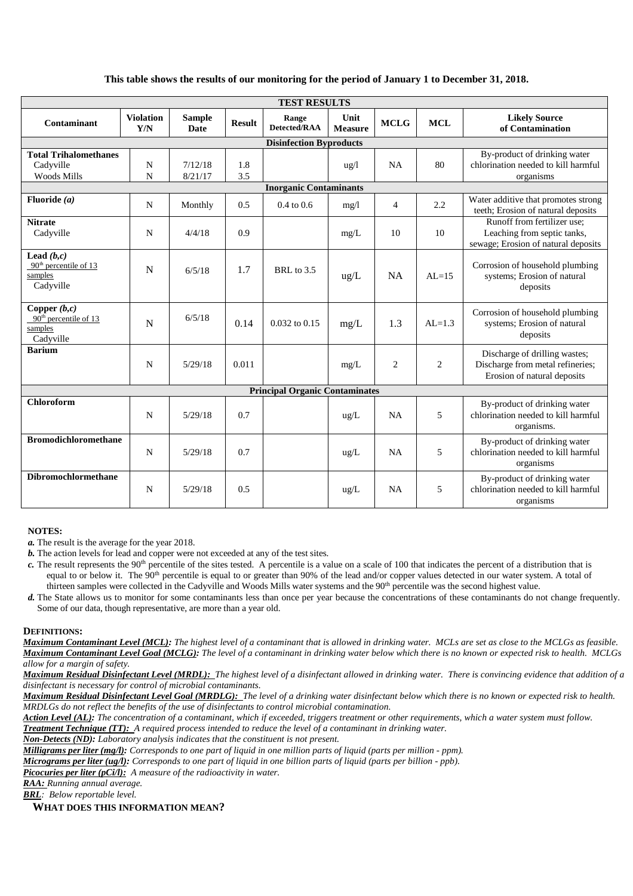**This table shows the results of our monitoring for the period of January 1 to December 31, 2018.**

| TEST RESULTS | | | | | | | | |
|---|---|---|---|---|---|---|---|---|
| **Contaminant** | **Violation Y/N** | **Sample Date** | **Result** | **Range Detected/RAA** | **Unit Measure** | **MCLG** | **MCL** | **Likely Source of Contamination** |
| **Disinfection Byproducts** | | | | | | | | |
| **Total Trihalomethanes** Cadyville Woods Mills | N N | 7/12/18 8/21/17 | 1.8 3.5 | | ug/l | NA | 80 | By-product of drinking water chlorination needed to kill harmful organisms |
| **Inorganic Contaminants** | | | | | | | | |
| **Fluoride *(a)*** | N | Monthly | 0.5 | 0.4 to 0.6 | mg/l | 4 | 2.2 | Water additive that promotes strong teeth; Erosion of natural deposits |
| **Nitrate** Cadyville | N | 4/4/18 | 0.9 | | mg/L | 10 | 10 | Runoff from fertilizer use; Leaching from septic tanks, sewage; Erosion of natural deposits |
| **Lead *(b,c)*** 90th percentile of 13 samples Cadyville | N | 6/5/18 | 1.7 | BRL to 3.5 | ug/L | NA | AL=15 | Corrosion of household plumbing systems; Erosion of natural deposits |
| **Copper *(b,c)*** 90th percentile of 13 samples Cadyville | N | 6/5/18 | 0.14 | 0.032 to 0.15 | mg/L | 1.3 | AL=1.3 | Corrosion of household plumbing systems; Erosion of natural deposits |
| **Barium** | N | 5/29/18 | 0.011 | | mg/L | 2 | 2 | Discharge of drilling wastes; Discharge from metal refineries; Erosion of natural deposits |
| **Principal Organic Contaminates** | | | | | | | | |
| **Chloroform** | N | 5/29/18 | 0.7 | | ug/L | NA | 5 | By-product of drinking water chlorination needed to kill harmful organisms. |
| **Bromodichloromethane** | N | 5/29/18 | 0.7 | | ug/L | NA | 5 | By-product of drinking water chlorination needed to kill harmful organisms |
| **Dibromochlormethane** | N | 5/29/18 | 0.5 | | ug/L | NA | 5 | By-product of drinking water chlorination needed to kill harmful organisms |

**NOTES:**

***a.*** The result is the average for the year 2018.

***b.*** The action levels for lead and copper were not exceeded at any of the test sites.

***c.*** The result represents the 90th percentile of the sites tested. A percentile is a value on a scale of 100 that indicates the percent of a distribution that is equal to or below it. The 90th percentile is equal to or greater than 90% of the lead and/or copper values detected in our water system. A total of thirteen samples were collected in the Cadyville and Woods Mills water systems and the 90th percentile was the second highest value.

***d.*** The State allows us to monitor for some contaminants less than once per year because the concentrations of these contaminants do not change frequently. Some of our data, though representative, are more than a year old.

**DEFINITIONS:**

***Maximum Contaminant Level (MCL):*** *The highest level of a contaminant that is allowed in drinking water. MCLs are set as close to the MCLGs as feasible.*

***Maximum Contaminant Level Goal (MCLG):*** *The level of a contaminant in drinking water below which there is no known or expected risk to health. MCLGs allow for a margin of safety.*

***Maximum Residual Disinfectant Level (MRDL):*** *The highest level of a disinfectant allowed in drinking water. There is convincing evidence that addition of a disinfectant is necessary for control of microbial contaminants.*

***Maximum Residual Disinfectant Level Goal (MRDLG):*** *The level of a drinking water disinfectant below which there is no known or expected risk to health. MRDLGs do not reflect the benefits of the use of disinfectants to control microbial contamination.*

***Action Level (AL):*** *The concentration of a contaminant, which if exceeded, triggers treatment or other requirements, which a water system must follow.*

***Treatment Technique (TT):*** *A required process intended to reduce the level of a contaminant in drinking water.*

***Non-Detects (ND):*** *Laboratory analysis indicates that the constituent is not present.*

***Milligrams per liter (mg/l):*** *Corresponds to one part of liquid in one million parts of liquid (parts per million - ppm).*

***Micrograms per liter (ug/l):*** *Corresponds to one part of liquid in one billion parts of liquid (parts per billion - ppb).*

***Picocuries per liter (pCi/l):*** *A measure of the radioactivity in water.*

***RAA:*** *Running annual average.*

***BRL***: *Below reportable level.*

**WHAT DOES THIS INFORMATION MEAN?**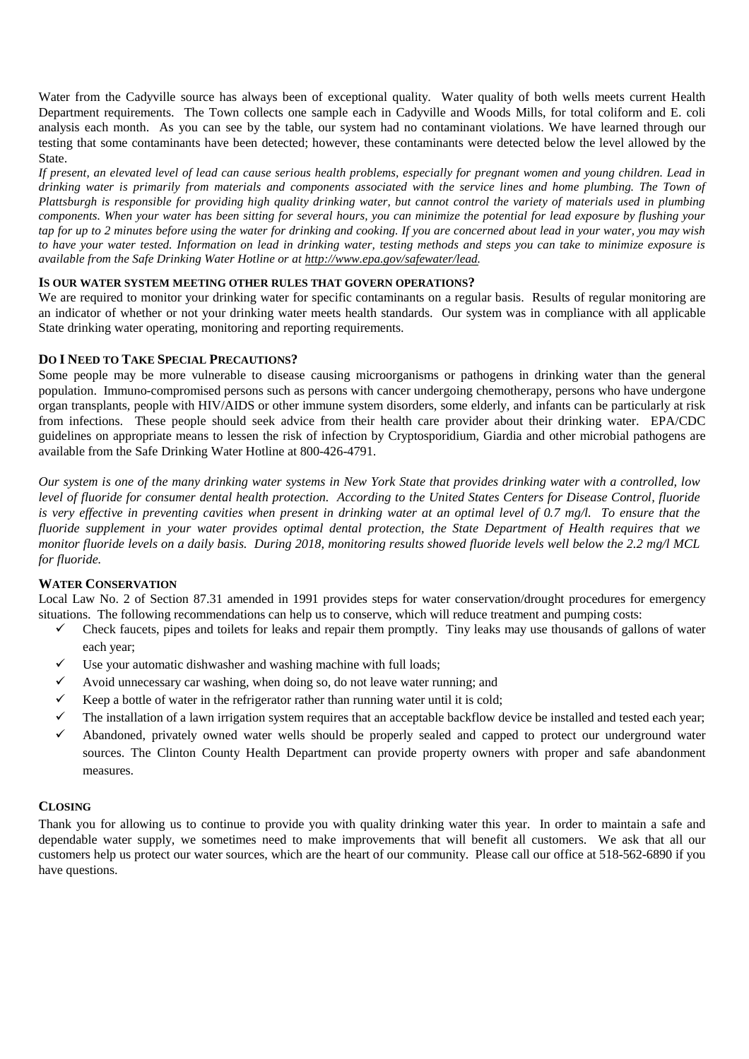Water from the Cadyville source has always been of exceptional quality. Water quality of both wells meets current Health Department requirements. The Town collects one sample each in Cadyville and Woods Mills, for total coliform and E. coli analysis each month. As you can see by the table, our system had no contaminant violations. We have learned through our testing that some contaminants have been detected; however, these contaminants were detected below the level allowed by the State.

*If present, an elevated level of lead can cause serious health problems, especially for pregnant women and young children. Lead in drinking water is primarily from materials and components associated with the service lines and home plumbing. The Town of Plattsburgh is responsible for providing high quality drinking water, but cannot control the variety of materials used in plumbing components. When your water has been sitting for several hours, you can minimize the potential for lead exposure by flushing your tap for up to 2 minutes before using the water for drinking and cooking. If you are concerned about lead in your water, you may wish to have your water tested. Information on lead in drinking water, testing methods and steps you can take to minimize exposure is available from the Safe Drinking Water Hotline or at [http://www.epa.gov/safewater/lead](http://www.epa.gov/safewater/lead).*

### IS OUR WATER SYSTEM MEETING OTHER RULES THAT GOVERN OPERATIONS?

We are required to monitor your drinking water for specific contaminants on a regular basis. Results of regular monitoring are an indicator of whether or not your drinking water meets health standards. Our system was in compliance with all applicable State drinking water operating, monitoring and reporting requirements.

### DO I NEED TO TAKE SPECIAL PRECAUTIONS?

Some people may be more vulnerable to disease causing microorganisms or pathogens in drinking water than the general population. Immuno-compromised persons such as persons with cancer undergoing chemotherapy, persons who have undergone organ transplants, people with HIV/AIDS or other immune system disorders, some elderly, and infants can be particularly at risk from infections. These people should seek advice from their health care provider about their drinking water. EPA/CDC guidelines on appropriate means to lessen the risk of infection by Cryptosporidium, Giardia and other microbial pathogens are available from the Safe Drinking Water Hotline at 800-426-4791.

*Our system is one of the many drinking water systems in New York State that provides drinking water with a controlled, low level of fluoride for consumer dental health protection. According to the United States Centers for Disease Control, fluoride is very effective in preventing cavities when present in drinking water at an optimal level of 0.7 mg/l. To ensure that the fluoride supplement in your water provides optimal dental protection, the State Department of Health requires that we monitor fluoride levels on a daily basis. During 2018, monitoring results showed fluoride levels well below the 2.2 mg/l MCL for fluoride.*

### WATER CONSERVATION

Local Law No. 2 of Section 87.31 amended in 1991 provides steps for water conservation/drought procedures for emergency situations. The following recommendations can help us to conserve, which will reduce treatment and pumping costs:

- ✓ Check faucets, pipes and toilets for leaks and repair them promptly. Tiny leaks may use thousands of gallons of water each year;
- ✓ Use your automatic dishwasher and washing machine with full loads;
- ✓ Avoid unnecessary car washing, when doing so, do not leave water running; and
- ✓ Keep a bottle of water in the refrigerator rather than running water until it is cold;
- ✓ The installation of a lawn irrigation system requires that an acceptable backflow device be installed and tested each year;
- ✓ Abandoned, privately owned water wells should be properly sealed and capped to protect our underground water sources. The Clinton County Health Department can provide property owners with proper and safe abandonment measures.

### CLOSING

Thank you for allowing us to continue to provide you with quality drinking water this year. In order to maintain a safe and dependable water supply, we sometimes need to make improvements that will benefit all customers. We ask that all our customers help us protect our water sources, which are the heart of our community. Please call our office at 518-562-6890 if you have questions.